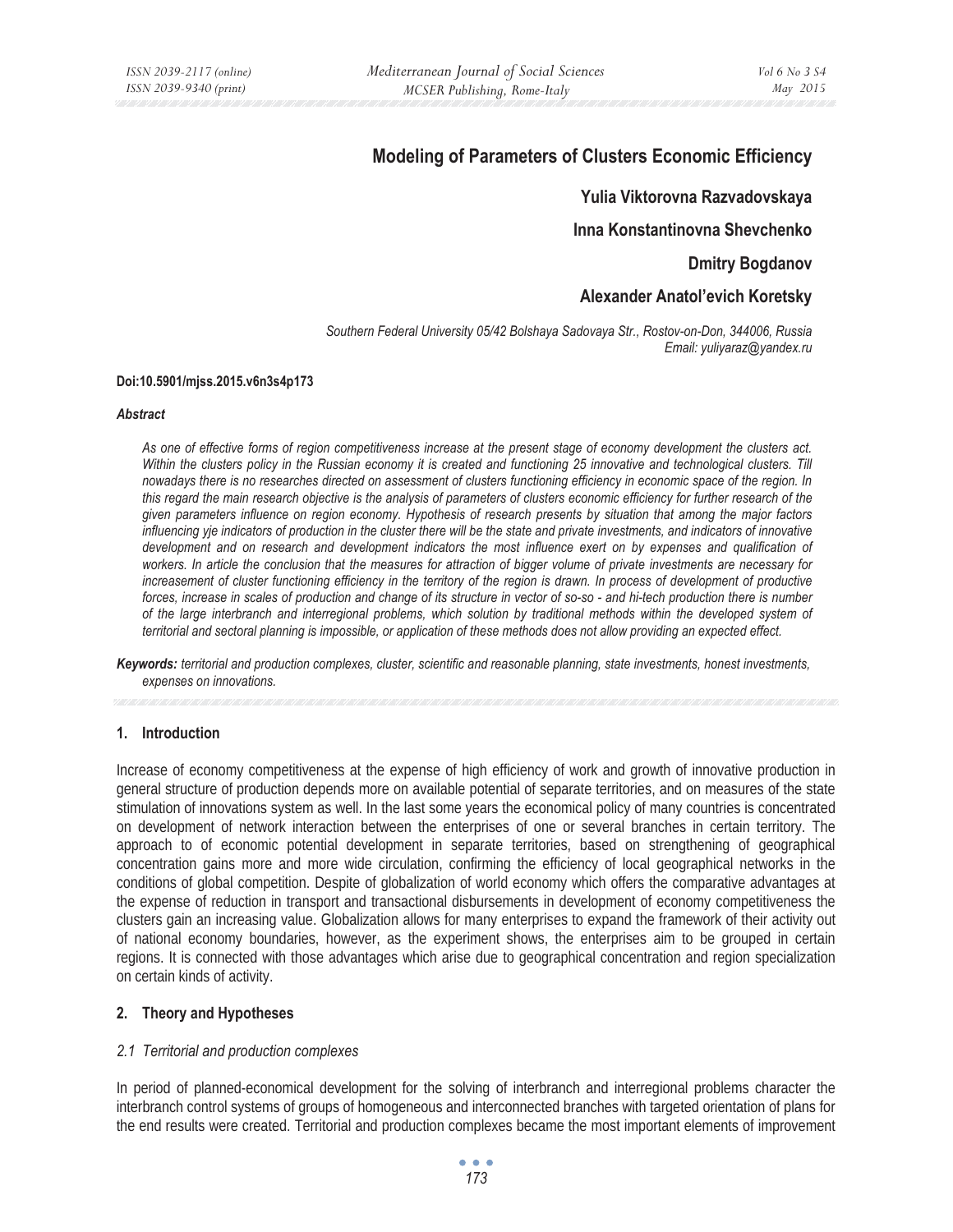# Modeling of Parameters of Clusters Economic Efficiency

**Yulia Viktorovna Razvadovskaya**

**Inna Konstantinovna Shevchenko**

**Dmitry Bogdanov**

**Alexander Anatol'evich Koretsky**

*Southern Federal University 05/42 Bolshaya Sadovaya Str., Rostov-on-Don, 344006, Russia*
*Email: yuliyaraz@yandex.ru*

**Doi:10.5901/mjss.2015.v6n3s4p173**

***Abstract***

*As one of effective forms of region competitiveness increase at the present stage of economy development the clusters act. Within the clusters policy in the Russian economy it is created and functioning 25 innovative and technological clusters. Till nowadays there is no researches directed on assessment of clusters functioning efficiency in economic space of the region. In this regard the main research objective is the analysis of parameters of clusters economic efficiency for further research of the given parameters influence on region economy. Hypothesis of research presents by situation that among the major factors influencing yje indicators of production in the cluster there will be the state and private investments, and indicators of innovative development and on research and development indicators the most influence exert on by expenses and qualification of workers. In article the conclusion that the measures for attraction of bigger volume of private investments are necessary for increasement of cluster functioning efficiency in the territory of the region is drawn. In process of development of productive forces, increase in scales of production and change of its structure in vector of so-so - and hi-tech production there is number of the large interbranch and interregional problems, which solution by traditional methods within the developed system of territorial and sectoral planning is impossible, or application of these methods does not allow providing an expected effect.*

***Keywords:*** *territorial and production complexes, cluster, scientific and reasonable planning, state investments, honest investments, expenses on innovations.*

## 1. Introduction

Increase of economy competitiveness at the expense of high efficiency of work and growth of innovative production in general structure of production depends more on available potential of separate territories, and on measures of the state stimulation of innovations system as well. In the last some years the economical policy of many countries is concentrated on development of network interaction between the enterprises of one or several branches in certain territory. The approach to of economic potential development in separate territories, based on strengthening of geographical concentration gains more and more wide circulation, confirming the efficiency of local geographical networks in the conditions of global competition. Despite of globalization of world economy which offers the comparative advantages at the expense of reduction in transport and transactional disbursements in development of economy competitiveness the clusters gain an increasing value. Globalization allows for many enterprises to expand the framework of their activity out of national economy boundaries, however, as the experiment shows, the enterprises aim to be grouped in certain regions. It is connected with those advantages which arise due to geographical concentration and region specialization on certain kinds of activity.

## 2. Theory and Hypotheses

### *2.1 Territorial and production complexes*

In period of planned-economical development for the solving of interbranch and interregional problems character the interbranch control systems of groups of homogeneous and interconnected branches with targeted orientation of plans for the end results were created. Territorial and production complexes became the most important elements of improvement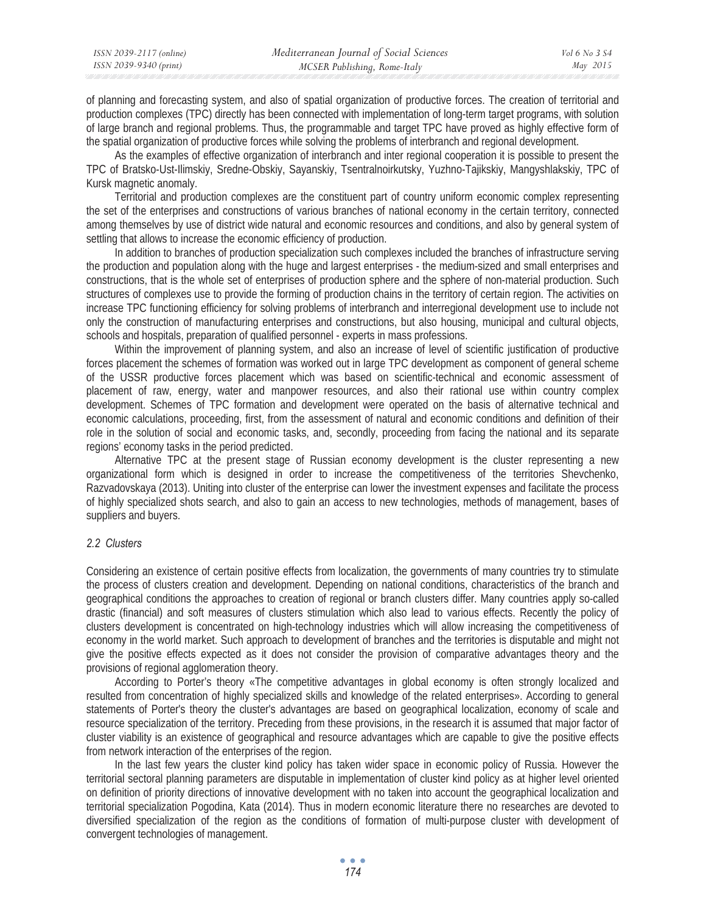of planning and forecasting system, and also of spatial organization of productive forces. The creation of territorial and production complexes (TPC) directly has been connected with implementation of long-term target programs, with solution of large branch and regional problems. Thus, the programmable and target TPC have proved as highly effective form of the spatial organization of productive forces while solving the problems of interbranch and regional development.

As the examples of effective organization of interbranch and inter regional cooperation it is possible to present the TPC of Bratsko-Ust-Ilimskiy, Sredne-Obskiy, Sayanskiy, Tsentralnoirkutsky, Yuzhno-Tajikskiy, Mangyshlakskiy, TPC of Kursk magnetic anomaly.

Territorial and production complexes are the constituent part of country uniform economic complex representing the set of the enterprises and constructions of various branches of national economy in the certain territory, connected among themselves by use of district wide natural and economic resources and conditions, and also by general system of settling that allows to increase the economic efficiency of production.

In addition to branches of production specialization such complexes included the branches of infrastructure serving the production and population along with the huge and largest enterprises - the medium-sized and small enterprises and constructions, that is the whole set of enterprises of production sphere and the sphere of non-material production. Such structures of complexes use to provide the forming of production chains in the territory of certain region. The activities on increase TPC functioning efficiency for solving problems of interbranch and interregional development use to include not only the construction of manufacturing enterprises and constructions, but also housing, municipal and cultural objects, schools and hospitals, preparation of qualified personnel - experts in mass professions.

Within the improvement of planning system, and also an increase of level of scientific justification of productive forces placement the schemes of formation was worked out in large TPC development as component of general scheme of the USSR productive forces placement which was based on scientific-technical and economic assessment of placement of raw, energy, water and manpower resources, and also their rational use within country complex development. Schemes of TPC formation and development were operated on the basis of alternative technical and economic calculations, proceeding, first, from the assessment of natural and economic conditions and definition of their role in the solution of social and economic tasks, and, secondly, proceeding from facing the national and its separate regions' economy tasks in the period predicted.

Alternative TPC at the present stage of Russian economy development is the cluster representing a new organizational form which is designed in order to increase the competitiveness of the territories Shevchenko, Razvadovskaya (2013). Uniting into cluster of the enterprise can lower the investment expenses and facilitate the process of highly specialized shots search, and also to gain an access to new technologies, methods of management, bases of suppliers and buyers.

### *2.2 Clusters*

Considering an existence of certain positive effects from localization, the governments of many countries try to stimulate the process of clusters creation and development. Depending on national conditions, characteristics of the branch and geographical conditions the approaches to creation of regional or branch clusters differ. Many countries apply so-called drastic (financial) and soft measures of clusters stimulation which also lead to various effects. Recently the policy of clusters development is concentrated on high-technology industries which will allow increasing the competitiveness of economy in the world market. Such approach to development of branches and the territories is disputable and might not give the positive effects expected as it does not consider the provision of comparative advantages theory and the provisions of regional agglomeration theory.

According to Porter's theory «The competitive advantages in global economy is often strongly localized and resulted from concentration of highly specialized skills and knowledge of the related enterprises». According to general statements of Porter's theory the cluster's advantages are based on geographical localization, economy of scale and resource specialization of the territory. Preceding from these provisions, in the research it is assumed that major factor of cluster viability is an existence of geographical and resource advantages which are capable to give the positive effects from network interaction of the enterprises of the region.

In the last few years the cluster kind policy has taken wider space in economic policy of Russia. However the territorial sectoral planning parameters are disputable in implementation of cluster kind policy as at higher level oriented on definition of priority directions of innovative development with no taken into account the geographical localization and territorial specialization Pogodina, Kata (2014). Thus in modern economic literature there no researches are devoted to diversified specialization of the region as the conditions of formation of multi-purpose cluster with development of convergent technologies of management.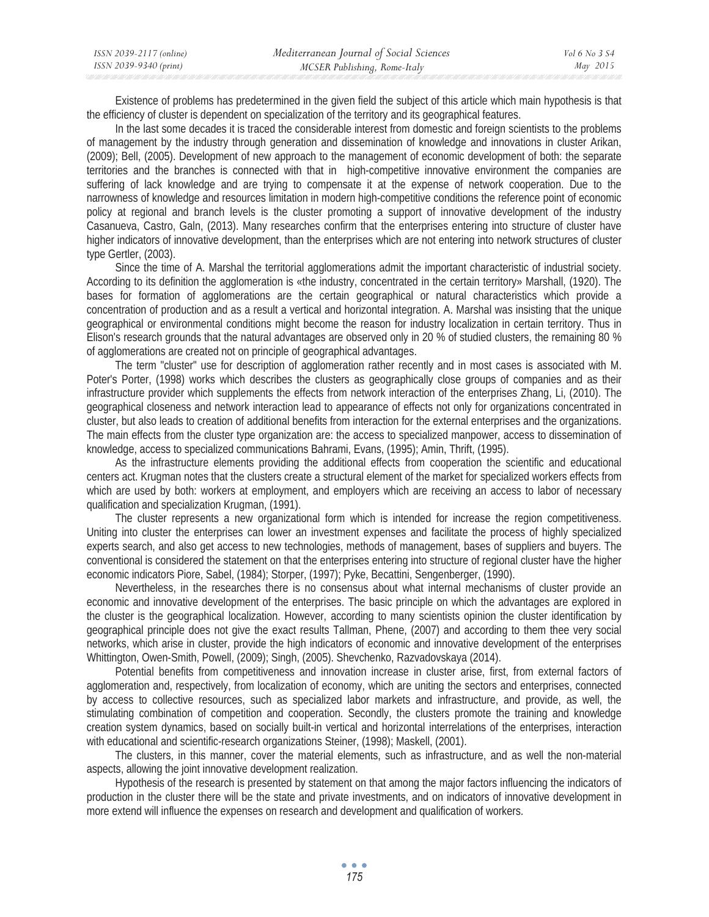Existence of problems has predetermined in the given field the subject of this article which main hypothesis is that the efficiency of cluster is dependent on specialization of the territory and its geographical features.

In the last some decades it is traced the considerable interest from domestic and foreign scientists to the problems of management by the industry through generation and dissemination of knowledge and innovations in cluster Arikan, (2009); Bell, (2005). Development of new approach to the management of economic development of both: the separate territories and the branches is connected with that in high-competitive innovative environment the companies are suffering of lack knowledge and are trying to compensate it at the expense of network cooperation. Due to the narrowness of knowledge and resources limitation in modern high-competitive conditions the reference point of economic policy at regional and branch levels is the cluster promoting a support of innovative development of the industry Casanueva, Castro, Galn, (2013). Many researches confirm that the enterprises entering into structure of cluster have higher indicators of innovative development, than the enterprises which are not entering into network structures of cluster type Gertler, (2003).

Since the time of A. Marshal the territorial agglomerations admit the important characteristic of industrial society. According to its definition the agglomeration is «the industry, concentrated in the certain territory» Marshall, (1920). The bases for formation of agglomerations are the certain geographical or natural characteristics which provide a concentration of production and as a result a vertical and horizontal integration. A. Marshal was insisting that the unique geographical or environmental conditions might become the reason for industry localization in certain territory. Thus in Elison's research grounds that the natural advantages are observed only in 20 % of studied clusters, the remaining 80 % of agglomerations are created not on principle of geographical advantages.

The term "cluster" use for description of agglomeration rather recently and in most cases is associated with M. Poter's Porter, (1998) works which describes the clusters as geographically close groups of companies and as their infrastructure provider which supplements the effects from network interaction of the enterprises Zhang, Li, (2010). The geographical closeness and network interaction lead to appearance of effects not only for organizations concentrated in cluster, but also leads to creation of additional benefits from interaction for the external enterprises and the organizations. The main effects from the cluster type organization are: the access to specialized manpower, access to dissemination of knowledge, access to specialized communications Bahrami, Evans, (1995); Amin, Thrift, (1995).

As the infrastructure elements providing the additional effects from cooperation the scientific and educational centers act. Krugman notes that the clusters create a structural element of the market for specialized workers effects from which are used by both: workers at employment, and employers which are receiving an access to labor of necessary qualification and specialization Krugman, (1991).

The cluster represents a new organizational form which is intended for increase the region competitiveness. Uniting into cluster the enterprises can lower an investment expenses and facilitate the process of highly specialized experts search, and also get access to new technologies, methods of management, bases of suppliers and buyers. The conventional is considered the statement on that the enterprises entering into structure of regional cluster have the higher economic indicators Piore, Sabel, (1984); Storper, (1997); Pyke, Becattini, Sengenberger, (1990).

Nevertheless, in the researches there is no consensus about what internal mechanisms of cluster provide an economic and innovative development of the enterprises. The basic principle on which the advantages are explored in the cluster is the geographical localization. However, according to many scientists opinion the cluster identification by geographical principle does not give the exact results Tallman, Phene, (2007) and according to them thee very social networks, which arise in cluster, provide the high indicators of economic and innovative development of the enterprises Whittington, Owen-Smith, Powell, (2009); Singh, (2005). Shevchenko, Razvadovskaya (2014).

Potential benefits from competitiveness and innovation increase in cluster arise, first, from external factors of agglomeration and, respectively, from localization of economy, which are uniting the sectors and enterprises, connected by access to collective resources, such as specialized labor markets and infrastructure, and provide, as well, the stimulating combination of competition and cooperation. Secondly, the clusters promote the training and knowledge creation system dynamics, based on socially built-in vertical and horizontal interrelations of the enterprises, interaction with educational and scientific-research organizations Steiner, (1998); Maskell, (2001).

The clusters, in this manner, cover the material elements, such as infrastructure, and as well the non-material aspects, allowing the joint innovative development realization.

Hypothesis of the research is presented by statement on that among the major factors influencing the indicators of production in the cluster there will be the state and private investments, and on indicators of innovative development in more extend will influence the expenses on research and development and qualification of workers.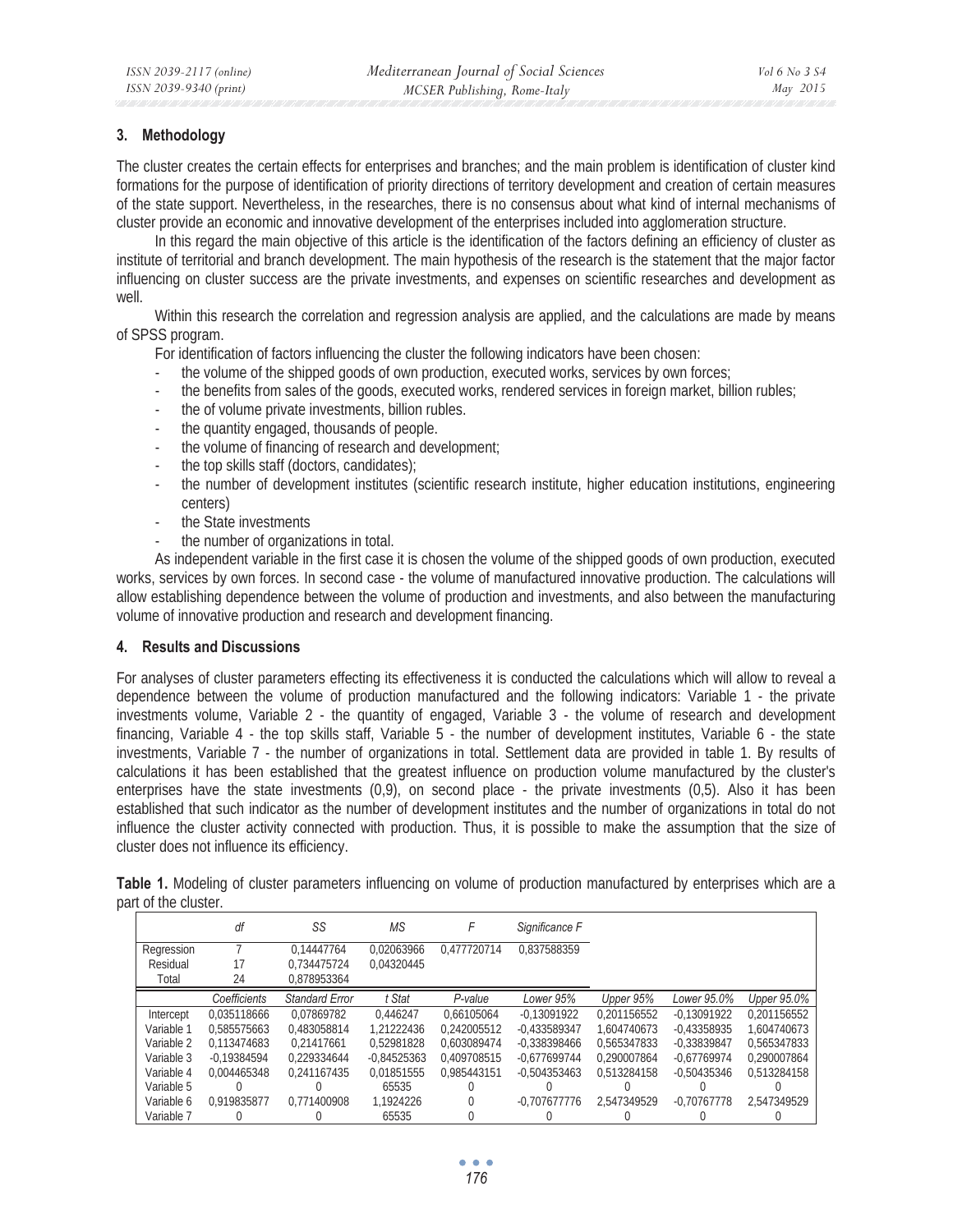## 3. Methodology

The cluster creates the certain effects for enterprises and branches; and the main problem is identification of cluster kind formations for the purpose of identification of priority directions of territory development and creation of certain measures of the state support. Nevertheless, in the researches, there is no consensus about what kind of internal mechanisms of cluster provide an economic and innovative development of the enterprises included into agglomeration structure.

In this regard the main objective of this article is the identification of the factors defining an efficiency of cluster as institute of territorial and branch development. The main hypothesis of the research is the statement that the major factor influencing on cluster success are the private investments, and expenses on scientific researches and development as well.

Within this research the correlation and regression analysis are applied, and the calculations are made by means of SPSS program.

For identification of factors influencing the cluster the following indicators have been chosen:

- the volume of the shipped goods of own production, executed works, services by own forces;
- the benefits from sales of the goods, executed works, rendered services in foreign market, billion rubles;
- the of volume private investments, billion rubles.
- the quantity engaged, thousands of people.
- the volume of financing of research and development;
- the top skills staff (doctors, candidates);
- the number of development institutes (scientific research institute, higher education institutions, engineering centers)
- the State investments
- the number of organizations in total.

As independent variable in the first case it is chosen the volume of the shipped goods of own production, executed works, services by own forces. In second case - the volume of manufactured innovative production. The calculations will allow establishing dependence between the volume of production and investments, and also between the manufacturing volume of innovative production and research and development financing.

## 4. Results and Discussions

For analyses of cluster parameters effecting its effectiveness it is conducted the calculations which will allow to reveal a dependence between the volume of production manufactured and the following indicators: Variable 1 - the private investments volume, Variable 2 - the quantity of engaged, Variable 3 - the volume of research and development financing, Variable 4 - the top skills staff, Variable 5 - the number of development institutes, Variable 6 - the state investments, Variable 7 - the number of organizations in total. Settlement data are provided in table 1. By results of calculations it has been established that the greatest influence on production volume manufactured by the cluster's enterprises have the state investments (0,9), on second place - the private investments (0,5). Also it has been established that such indicator as the number of development institutes and the number of organizations in total do not influence the cluster activity connected with production. Thus, it is possible to make the assumption that the size of cluster does not influence its efficiency.

**Table 1.** Modeling of cluster parameters influencing on volume of production manufactured by enterprises which are a part of the cluster.

| | *df* | *SS* | *MS* | *F* | *Significance F* | | | |
|---|---|---|---|---|---|---|---|---|
| Regression | 7 | 0,14447764 | 0,02063966 | 0,477720714 | 0,837588359 | | | |
| Residual | 17 | 0,734475724 | 0,04320445 | | | | | |
| Total | 24 | 0,878953364 | | | | | | |
| | *Coefficients* | *Standard Error* | *t Stat* | *P-value* | *Lower 95%* | *Upper 95%* | *Lower 95.0%* | *Upper 95.0%* |
| Intercept | 0,035118666 | 0,07869782 | 0,446247 | 0,66105064 | -0,13091922 | 0,201156552 | -0,13091922 | 0,201156552 |
| Variable 1 | 0,585575663 | 0,483058814 | 1,21222436 | 0,242005512 | -0,433589347 | 1,604740673 | -0,43358935 | 1,604740673 |
| Variable 2 | 0,113474683 | 0,21417661 | 0,52981828 | 0,603089474 | -0,338398466 | 0,565347833 | -0,33839847 | 0,565347833 |
| Variable 3 | -0,19384594 | 0,229334644 | -0,84525363 | 0,409708515 | -0,677699744 | 0,290007864 | -0,67769974 | 0,290007864 |
| Variable 4 | 0,004465348 | 0,241167435 | 0,01851555 | 0,985443151 | -0,504353463 | 0,513284158 | -0,50435346 | 0,513284158 |
| Variable 5 | 0 | 0 | 65535 | 0 | 0 | 0 | 0 | 0 |
| Variable 6 | 0,919835877 | 0,771400908 | 1,1924226 | 0 | -0,707677776 | 2,547349529 | -0,70767778 | 2,547349529 |
| Variable 7 | 0 | 0 | 65535 | 0 | 0 | 0 | 0 | 0 |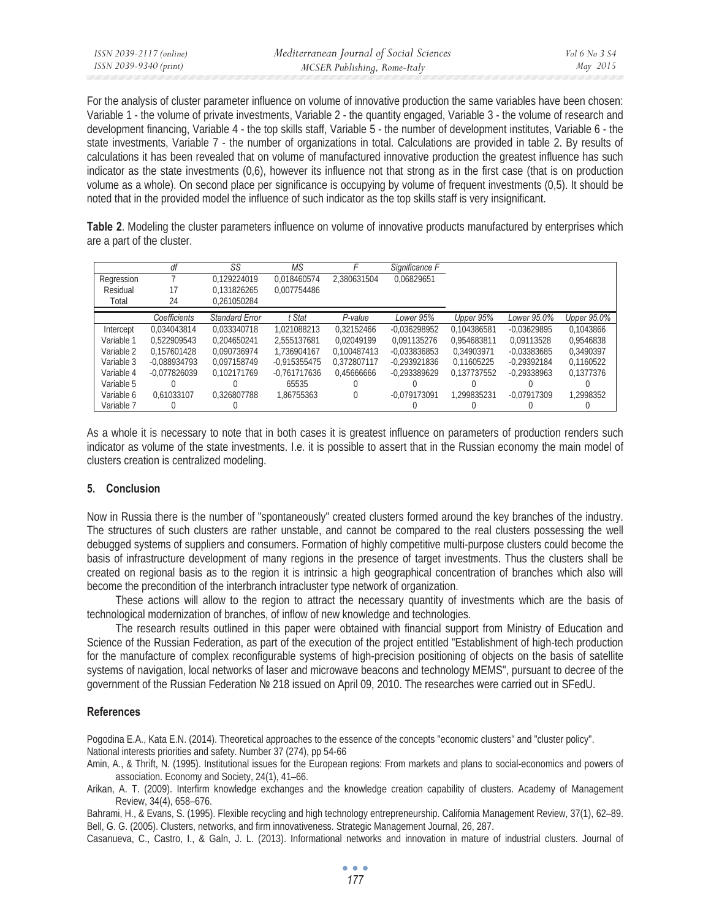For the analysis of cluster parameter influence on volume of innovative production the same variables have been chosen: Variable 1 - the volume of private investments, Variable 2 - the quantity engaged, Variable 3 - the volume of research and development financing, Variable 4 - the top skills staff, Variable 5 - the number of development institutes, Variable 6 - the state investments, Variable 7 - the number of organizations in total. Calculations are provided in table 2. By results of calculations it has been revealed that on volume of manufactured innovative production the greatest influence has such indicator as the state investments (0,6), however its influence not that strong as in the first case (that is on production volume as a whole). On second place per significance is occupying by volume of frequent investments (0,5). It should be noted that in the provided model the influence of such indicator as the top skills staff is very insignificant.

**Table 2**. Modeling the cluster parameters influence on volume of innovative products manufactured by enterprises which are a part of the cluster.

| | *df* | *SS* | *MS* | *F* | *Significance F* | | | |
|---|---|---|---|---|---|---|---|---|
| Regression | 7 | 0,129224019 | 0,018460574 | 2,380631504 | 0,06829651 | | | |
| Residual | 17 | 0,131826265 | 0,007754486 | | | | | |
| Total | 24 | 0,261050284 | | | | | | |
| | *Coefficients* | *Standard Error* | *t Stat* | *P-value* | *Lower 95%* | *Upper 95%* | *Lower 95.0%* | *Upper 95.0%* |
| Intercept | 0,034043814 | 0,033340718 | 1,021088213 | 0,32152466 | -0,036298952 | 0,104386581 | -0,03629895 | 0,1043866 |
| Variable 1 | 0,522909543 | 0,204650241 | 2,555137681 | 0,02049199 | 0,091135276 | 0,954683811 | 0,09113528 | 0,9546838 |
| Variable 2 | 0,157601428 | 0,090736974 | 1,736904167 | 0,100487413 | -0,033836853 | 0,34903971 | -0,03383685 | 0,3490397 |
| Variable 3 | -0,088934793 | 0,097158749 | -0,915355475 | 0,372807117 | -0,293921836 | 0,11605225 | -0,29392184 | 0,1160522 |
| Variable 4 | -0,077826039 | 0,102171769 | -0,761717636 | 0,45666666 | -0,293389629 | 0,137737552 | -0,29338963 | 0,1377376 |
| Variable 5 | 0 | 0 | 65535 | 0 | 0 | 0 | 0 | 0 |
| Variable 6 | 0,61033107 | 0,326807788 | 1,86755363 | 0 | -0,079173091 | 1,299835231 | -0,07917309 | 1,2998352 |
| Variable 7 | 0 | 0 | | | 0 | 0 | 0 | 0 |

As a whole it is necessary to note that in both cases it is greatest influence on parameters of production renders such indicator as volume of the state investments. I.e. it is possible to assert that in the Russian economy the main model of clusters creation is centralized modeling.

## 5. Conclusion

Now in Russia there is the number of "spontaneously" created clusters formed around the key branches of the industry. The structures of such clusters are rather unstable, and cannot be compared to the real clusters possessing the well debugged systems of suppliers and consumers. Formation of highly competitive multi-purpose clusters could become the basis of infrastructure development of many regions in the presence of target investments. Thus the clusters shall be created on regional basis as to the region it is intrinsic a high geographical concentration of branches which also will become the precondition of the interbranch intracluster type network of organization.

These actions will allow to the region to attract the necessary quantity of investments which are the basis of technological modernization of branches, of inflow of new knowledge and technologies.

The research results outlined in this paper were obtained with financial support from Ministry of Education and Science of the Russian Federation, as part of the execution of the project entitled "Establishment of high-tech production for the manufacture of complex reconfigurable systems of high-precision positioning of objects on the basis of satellite systems of navigation, local networks of laser and microwave beacons and technology MEMS", pursuant to decree of the government of the Russian Federation № 218 issued on April 09, 2010. The researches were carried out in SFedU.

## References

Pogodina E.A., Kata E.N. (2014). Theoretical approaches to the essence of the concepts "economic clusters" and "cluster policy". National interests priorities and safety. Number 37 (274), pp 54-66

Amin, A., & Thrift, N. (1995). Institutional issues for the European regions: From markets and plans to social-economics and powers of association. Economy and Society, 24(1), 41–66.

Arikan, A. T. (2009). Interfirm knowledge exchanges and the knowledge creation capability of clusters. Academy of Management Review, 34(4), 658–676.

Bahrami, H., & Evans, S. (1995). Flexible recycling and high technology entrepreneurship. California Management Review, 37(1), 62–89.

Bell, G. G. (2005). Clusters, networks, and firm innovativeness. Strategic Management Journal, 26, 287.

Casanueva, C., Castro, I., & Galn, J. L. (2013). Informational networks and innovation in mature of industrial clusters. Journal of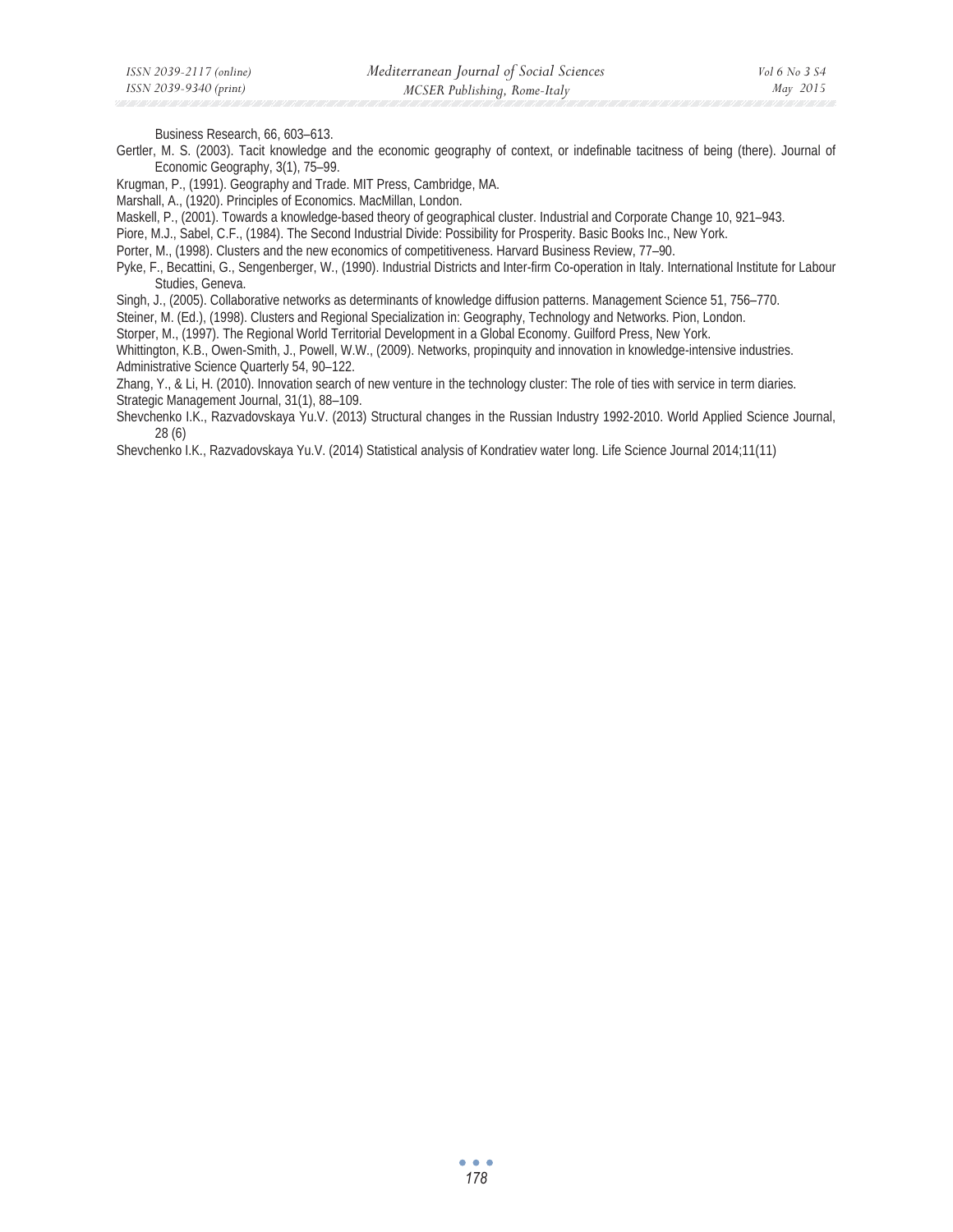Business Research, 66, 603–613.

Gertler, M. S. (2003). Tacit knowledge and the economic geography of context, or indefinable tacitness of being (there). Journal of Economic Geography, 3(1), 75–99.

Krugman, P., (1991). Geography and Trade. MIT Press, Cambridge, MA.

Marshall, A., (1920). Principles of Economics. MacMillan, London.

Maskell, P., (2001). Towards a knowledge-based theory of geographical cluster. Industrial and Corporate Change 10, 921–943.

Piore, M.J., Sabel, C.F., (1984). The Second Industrial Divide: Possibility for Prosperity. Basic Books Inc., New York.

Porter, M., (1998). Clusters and the new economics of competitiveness. Harvard Business Review, 77–90.

Pyke, F., Becattini, G., Sengenberger, W., (1990). Industrial Districts and Inter-firm Co-operation in Italy. International Institute for Labour Studies, Geneva.

Singh, J., (2005). Collaborative networks as determinants of knowledge diffusion patterns. Management Science 51, 756–770.

Steiner, M. (Ed.), (1998). Clusters and Regional Specialization in: Geography, Technology and Networks. Pion, London.

Storper, M., (1997). The Regional World Territorial Development in a Global Economy. Guilford Press, New York.

Whittington, K.B., Owen-Smith, J., Powell, W.W., (2009). Networks, propinquity and innovation in knowledge-intensive industries. Administrative Science Quarterly 54, 90–122.

Zhang, Y., & Li, H. (2010). Innovation search of new venture in the technology cluster: The role of ties with service in term diaries. Strategic Management Journal, 31(1), 88–109.

Shevchenko I.K., Razvadovskaya Yu.V. (2013) Structural changes in the Russian Industry 1992-2010. World Applied Science Journal, 28 (6)

Shevchenko I.K., Razvadovskaya Yu.V. (2014) Statistical analysis of Kondratiev water long. Life Science Journal 2014;11(11)